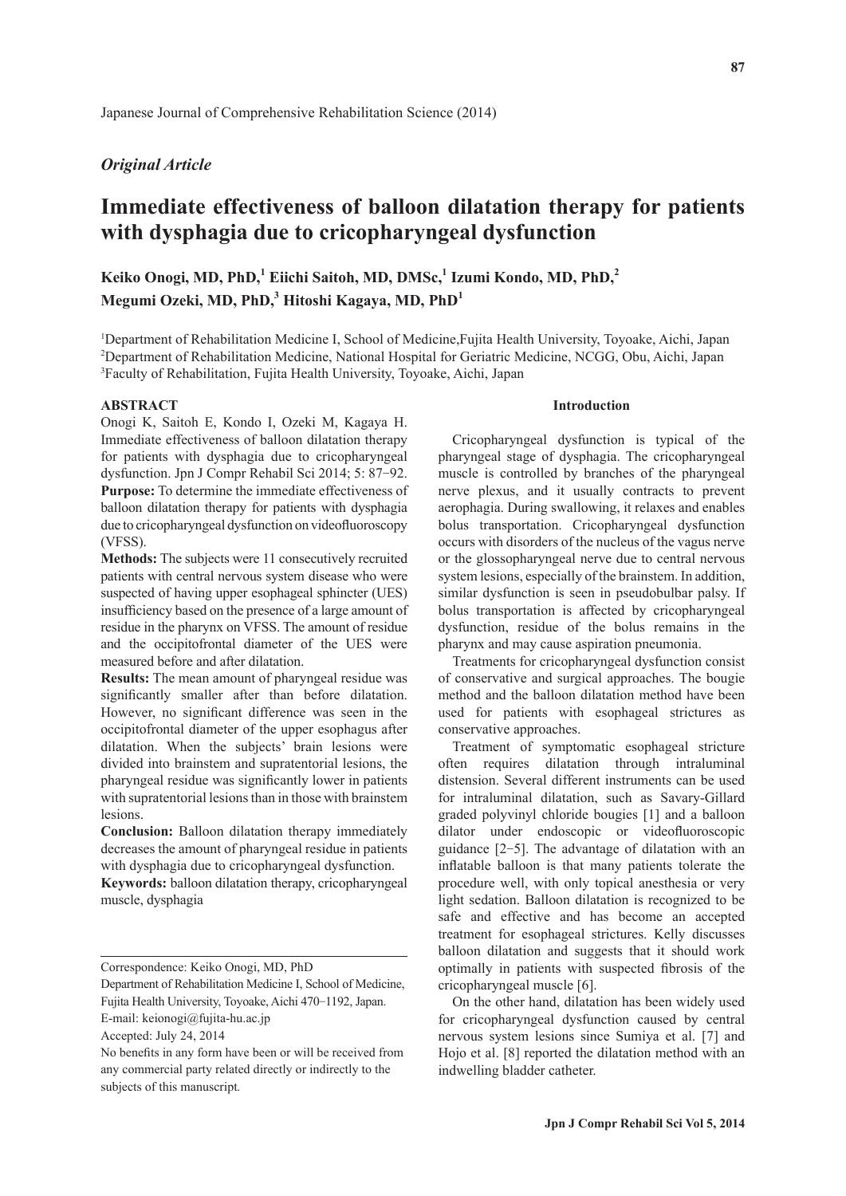Japanese Journal of Comprehensive Rehabilitation Science (2014)

*Original Article*

# Immediate effectiveness of balloon dilatation therapy for patients with dysphagia due to cricopharyngeal dysfunction

**Keiko Onogi, MD, PhD,[1] Eiichi Saitoh, MD, DMSc,[1] Izumi Kondo, MD, PhD,[2] Megumi Ozeki, MD, PhD,[3] Hitoshi Kagaya, MD, PhD[1]**

[1]Department of Rehabilitation Medicine I, School of Medicine,Fujita Health University, Toyoake, Aichi, Japan
[2]Department of Rehabilitation Medicine, National Hospital for Geriatric Medicine, NCGG, Obu, Aichi, Japan
[3]Faculty of Rehabilitation, Fujita Health University, Toyoake, Aichi, Japan

## ABSTRACT

Onogi K, Saitoh E, Kondo I, Ozeki M, Kagaya H. Immediate effectiveness of balloon dilatation therapy for patients with dysphagia due to cricopharyngeal dysfunction. Jpn J Compr Rehabil Sci 2014; 5: 87−92.

**Purpose:** To determine the immediate effectiveness of balloon dilatation therapy for patients with dysphagia due to cricopharyngeal dysfunction on videofluoroscopy (VFSS).

**Methods:** The subjects were 11 consecutively recruited patients with central nervous system disease who were suspected of having upper esophageal sphincter (UES) insufficiency based on the presence of a large amount of residue in the pharynx on VFSS. The amount of residue and the occipitofrontal diameter of the UES were measured before and after dilatation.

**Results:** The mean amount of pharyngeal residue was significantly smaller after than before dilatation. However, no significant difference was seen in the occipitofrontal diameter of the upper esophagus after dilatation. When the subjects' brain lesions were divided into brainstem and supratentorial lesions, the pharyngeal residue was significantly lower in patients with supratentorial lesions than in those with brainstem lesions.

**Conclusion:** Balloon dilatation therapy immediately decreases the amount of pharyngeal residue in patients with dysphagia due to cricopharyngeal dysfunction.

**Keywords:** balloon dilatation therapy, cricopharyngeal muscle, dysphagia

Correspondence: Keiko Onogi, MD, PhD
Department of Rehabilitation Medicine I, School of Medicine, Fujita Health University, Toyoake, Aichi 470−1192, Japan.
E-mail: keionogi@fujita-hu.ac.jp
Accepted: July 24, 2014
No benefits in any form have been or will be received from any commercial party related directly or indirectly to the subjects of this manuscript.

## Introduction

Cricopharyngeal dysfunction is typical of the pharyngeal stage of dysphagia. The cricopharyngeal muscle is controlled by branches of the pharyngeal nerve plexus, and it usually contracts to prevent aerophagia. During swallowing, it relaxes and enables bolus transportation. Cricopharyngeal dysfunction occurs with disorders of the nucleus of the vagus nerve or the glossopharyngeal nerve due to central nervous system lesions, especially of the brainstem. In addition, similar dysfunction is seen in pseudobulbar palsy. If bolus transportation is affected by cricopharyngeal dysfunction, residue of the bolus remains in the pharynx and may cause aspiration pneumonia.

Treatments for cricopharyngeal dysfunction consist of conservative and surgical approaches. The bougie method and the balloon dilatation method have been used for patients with esophageal strictures as conservative approaches.

Treatment of symptomatic esophageal stricture often requires dilatation through intraluminal distension. Several different instruments can be used for intraluminal dilatation, such as Savary-Gillard graded polyvinyl chloride bougies [1] and a balloon dilator under endoscopic or videofluoroscopic guidance [2−5]. The advantage of dilatation with an inflatable balloon is that many patients tolerate the procedure well, with only topical anesthesia or very light sedation. Balloon dilatation is recognized to be safe and effective and has become an accepted treatment for esophageal strictures. Kelly discusses balloon dilatation and suggests that it should work optimally in patients with suspected fibrosis of the cricopharyngeal muscle [6].

On the other hand, dilatation has been widely used for cricopharyngeal dysfunction caused by central nervous system lesions since Sumiya et al. [7] and Hojo et al. [8] reported the dilatation method with an indwelling bladder catheter.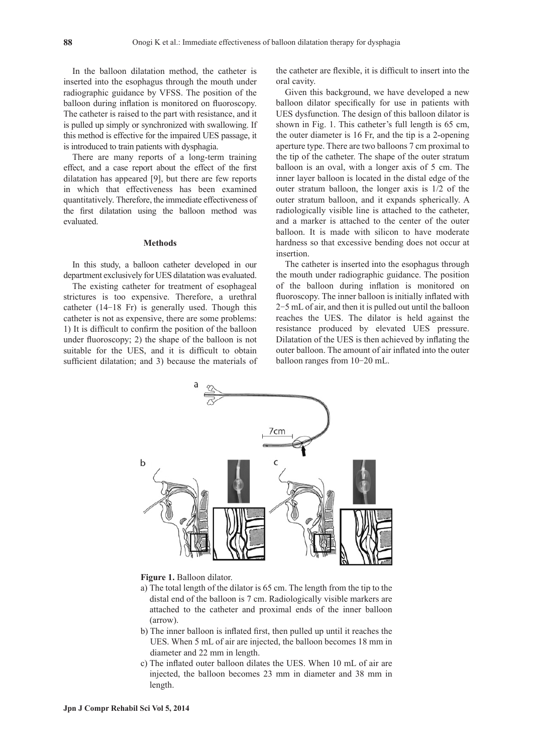In the balloon dilatation method, the catheter is inserted into the esophagus through the mouth under radiographic guidance by VFSS. The position of the balloon during inflation is monitored on fluoroscopy. The catheter is raised to the part with resistance, and it is pulled up simply or synchronized with swallowing. If this method is effective for the impaired UES passage, it is introduced to train patients with dysphagia.

There are many reports of a long-term training effect, and a case report about the effect of the first dilatation has appeared [9], but there are few reports in which that effectiveness has been examined quantitatively. Therefore, the immediate effectiveness of the first dilatation using the balloon method was evaluated.

## Methods

In this study, a balloon catheter developed in our department exclusively for UES dilatation was evaluated.

The existing catheter for treatment of esophageal strictures is too expensive. Therefore, a urethral catheter (14−18 Fr) is generally used. Though this catheter is not as expensive, there are some problems: 1) It is difficult to confirm the position of the balloon under fluoroscopy; 2) the shape of the balloon is not suitable for the UES, and it is difficult to obtain sufficient dilatation; and 3) because the materials of the catheter are flexible, it is difficult to insert into the oral cavity.

Given this background, we have developed a new balloon dilator specifically for use in patients with UES dysfunction. The design of this balloon dilator is shown in Fig. 1. This catheter's full length is 65 cm, the outer diameter is 16 Fr, and the tip is a 2-opening aperture type. There are two balloons 7 cm proximal to the tip of the catheter. The shape of the outer stratum balloon is an oval, with a longer axis of 5 cm. The inner layer balloon is located in the distal edge of the outer stratum balloon, the longer axis is 1/2 of the outer stratum balloon, and it expands spherically. A radiologically visible line is attached to the catheter, and a marker is attached to the center of the outer balloon. It is made with silicon to have moderate hardness so that excessive bending does not occur at insertion.

The catheter is inserted into the esophagus through the mouth under radiographic guidance. The position of the balloon during inflation is monitored on fluoroscopy. The inner balloon is initially inflated with 2−5 mL of air, and then it is pulled out until the balloon reaches the UES. The dilator is held against the resistance produced by elevated UES pressure. Dilatation of the UES is then achieved by inflating the outer balloon. The amount of air inflated into the outer balloon ranges from 10−20 mL.

**Figure 1.** Balloon dilator.

a) The total length of the dilator is 65 cm. The length from the tip to the distal end of the balloon is 7 cm. Radiologically visible markers are attached to the catheter and proximal ends of the inner balloon (arrow).

b) The inner balloon is inflated first, then pulled up until it reaches the UES. When 5 mL of air are injected, the balloon becomes 18 mm in diameter and 22 mm in length.

c) The inflated outer balloon dilates the UES. When 10 mL of air are injected, the balloon becomes 23 mm in diameter and 38 mm in length.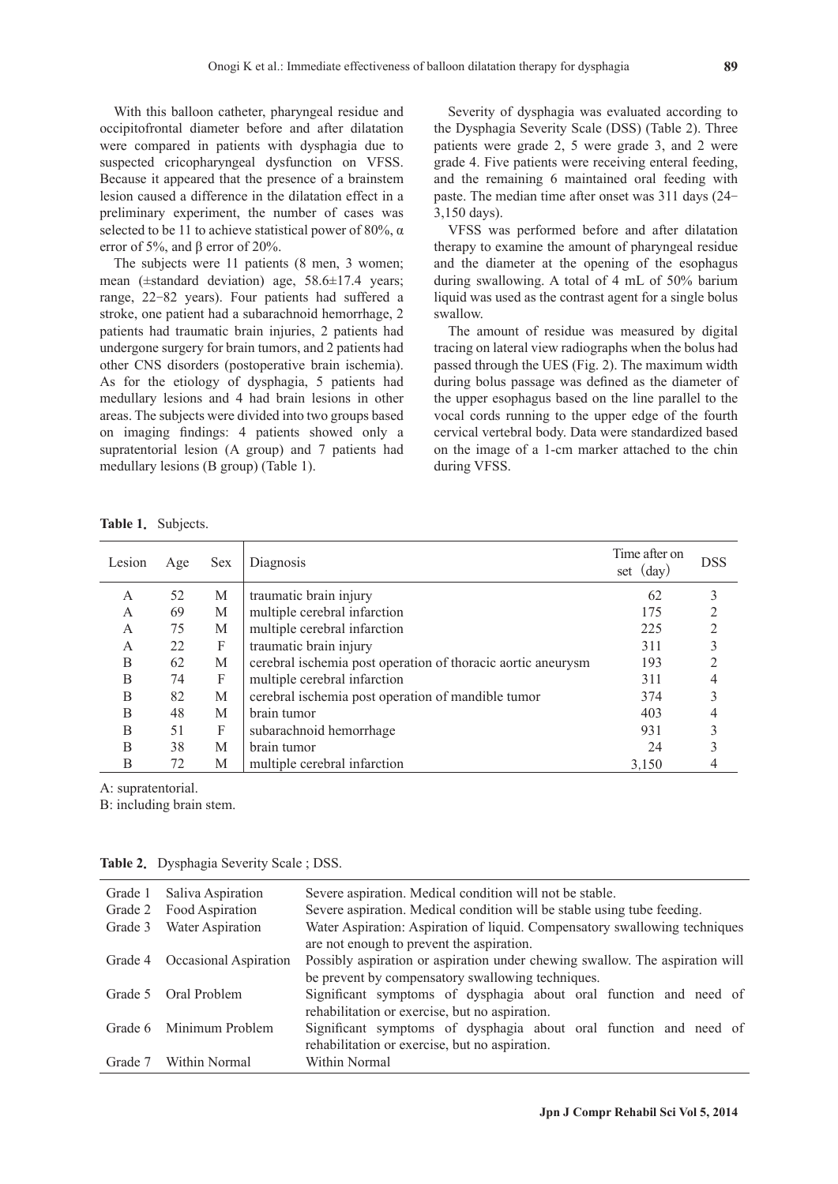With this balloon catheter, pharyngeal residue and occipitofrontal diameter before and after dilatation were compared in patients with dysphagia due to suspected cricopharyngeal dysfunction on VFSS. Because it appeared that the presence of a brainstem lesion caused a difference in the dilatation effect in a preliminary experiment, the number of cases was selected to be 11 to achieve statistical power of 80%, α error of 5%, and β error of 20%.

The subjects were 11 patients (8 men, 3 women; mean (±standard deviation) age, 58.6±17.4 years; range, 22−82 years). Four patients had suffered a stroke, one patient had a subarachnoid hemorrhage, 2 patients had traumatic brain injuries, 2 patients had undergone surgery for brain tumors, and 2 patients had other CNS disorders (postoperative brain ischemia). As for the etiology of dysphagia, 5 patients had medullary lesions and 4 had brain lesions in other areas. The subjects were divided into two groups based on imaging findings: 4 patients showed only a supratentorial lesion (A group) and 7 patients had medullary lesions (B group) (Table 1).

Severity of dysphagia was evaluated according to the Dysphagia Severity Scale (DSS) (Table 2). Three patients were grade 2, 5 were grade 3, and 2 were grade 4. Five patients were receiving enteral feeding, and the remaining 6 maintained oral feeding with paste. The median time after onset was 311 days (24−3,150 days).

VFSS was performed before and after dilatation therapy to examine the amount of pharyngeal residue and the diameter at the opening of the esophagus during swallowing. A total of 4 mL of 50% barium liquid was used as the contrast agent for a single bolus swallow.

The amount of residue was measured by digital tracing on lateral view radiographs when the bolus had passed through the UES (Fig. 2). The maximum width during bolus passage was defined as the diameter of the upper esophagus based on the line parallel to the vocal cords running to the upper edge of the fourth cervical vertebral body. Data were standardized based on the image of a 1-cm marker attached to the chin during VFSS.

**Table 1.** Subjects.

| Lesion | Age | Sex | Diagnosis | Time after onset (day) | DSS |
|---|---|---|---|---|---|
| A | 52 | M | traumatic brain injury | 62 | 3 |
| A | 69 | M | multiple cerebral infarction | 175 | 2 |
| A | 75 | M | multiple cerebral infarction | 225 | 2 |
| A | 22 | F | traumatic brain injury | 311 | 3 |
| B | 62 | M | cerebral ischemia post operation of thoracic aortic aneurysm | 193 | 2 |
| B | 74 | F | multiple cerebral infarction | 311 | 4 |
| B | 82 | M | cerebral ischemia post operation of mandible tumor | 374 | 3 |
| B | 48 | M | brain tumor | 403 | 4 |
| B | 51 | F | subarachnoid hemorrhage | 931 | 3 |
| B | 38 | M | brain tumor | 24 | 3 |
| B | 72 | M | multiple cerebral infarction | 3,150 | 4 |

A: supratentorial.
B: including brain stem.

**Table 2.** Dysphagia Severity Scale ; DSS.

| Grade | | |
|---|---|---|
| Grade 1 | Saliva Aspiration | Severe aspiration. Medical condition will not be stable. |
| Grade 2 | Food Aspiration | Severe aspiration. Medical condition will be stable using tube feeding. |
| Grade 3 | Water Aspiration | Water Aspiration: Aspiration of liquid. Compensatory swallowing techniques are not enough to prevent the aspiration. |
| Grade 4 | Occasional Aspiration | Possibly aspiration or aspiration under chewing swallow. The aspiration will be prevent by compensatory swallowing techniques. |
| Grade 5 | Oral Problem | Significant symptoms of dysphagia about oral function and need of rehabilitation or exercise, but no aspiration. |
| Grade 6 | Minimum Problem | Significant symptoms of dysphagia about oral function and need of rehabilitation or exercise, but no aspiration. |
| Grade 7 | Within Normal | Within Normal |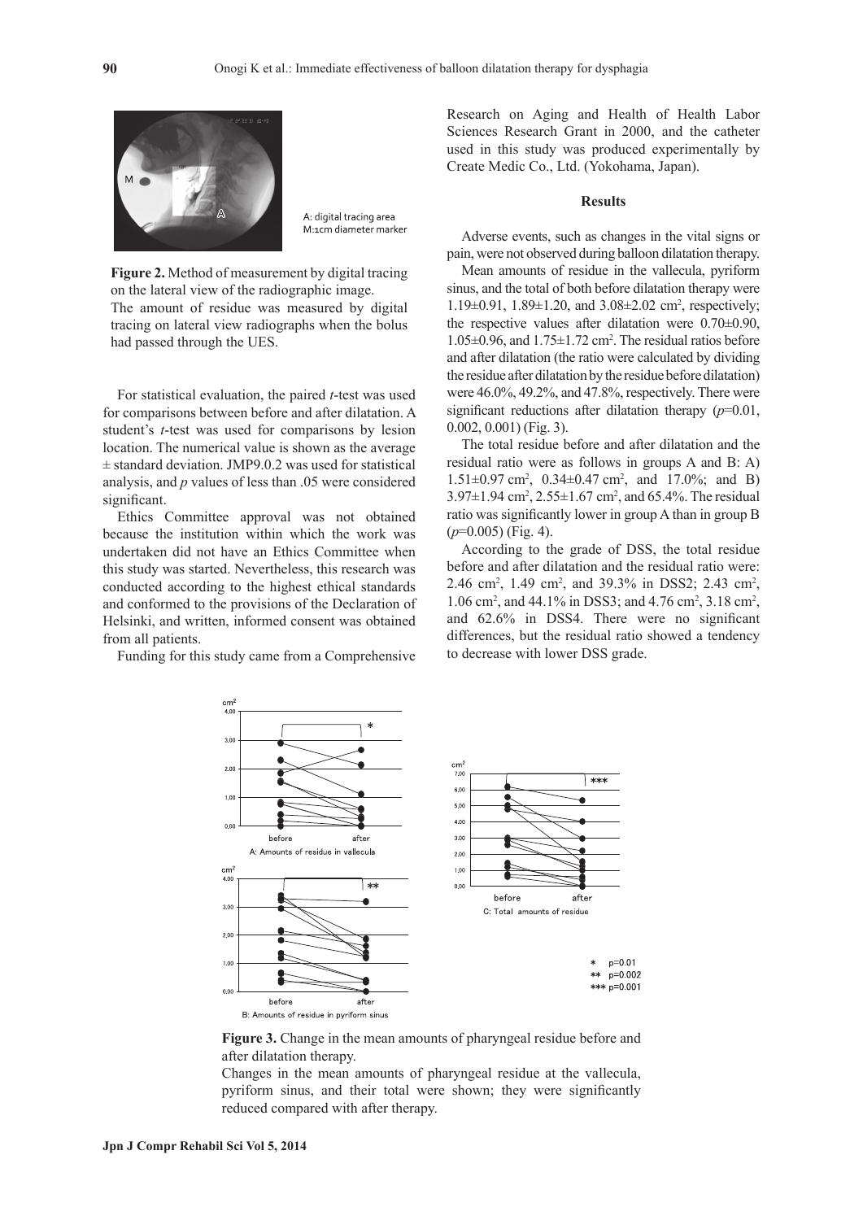A: digital tracing area
M: 1cm diameter marker

**Figure 2.** Method of measurement by digital tracing on the lateral view of the radiographic image.
The amount of residue was measured by digital tracing on lateral view radiographs when the bolus had passed through the UES.

For statistical evaluation, the paired *t*-test was used for comparisons between before and after dilatation. A student's *t*-test was used for comparisons by lesion location. The numerical value is shown as the average ± standard deviation. JMP9.0.2 was used for statistical analysis, and *p* values of less than .05 were considered significant.

Ethics Committee approval was not obtained because the institution within which the work was undertaken did not have an Ethics Committee when this study was started. Nevertheless, this research was conducted according to the highest ethical standards and conformed to the provisions of the Declaration of Helsinki, and written, informed consent was obtained from all patients.

Funding for this study came from a Comprehensive Research on Aging and Health of Health Labor Sciences Research Grant in 2000, and the catheter used in this study was produced experimentally by Create Medic Co., Ltd. (Yokohama, Japan).

## Results

Adverse events, such as changes in the vital signs or pain, were not observed during balloon dilatation therapy.

Mean amounts of residue in the vallecula, pyriform sinus, and the total of both before dilatation therapy were 1.19±0.91, 1.89±1.20, and 3.08±2.02 cm$^2$, respectively; the respective values after dilatation were 0.70±0.90, 1.05±0.96, and 1.75±1.72 cm$^2$. The residual ratios before and after dilatation (the ratio were calculated by dividing the residue after dilatation by the residue before dilatation) were 46.0%, 49.2%, and 47.8%, respectively. There were significant reductions after dilatation therapy ($p$=0.01, 0.002, 0.001) (Fig. 3).

The total residue before and after dilatation and the residual ratio were as follows in groups A and B: A) 1.51±0.97 cm$^2$, 0.34±0.47 cm$^2$, and 17.0%; and B) 3.97±1.94 cm$^2$, 2.55±1.67 cm$^2$, and 65.4%. The residual ratio was significantly lower in group A than in group B ($p$=0.005) (Fig. 4).

According to the grade of DSS, the total residue before and after dilatation and the residual ratio were: 2.46 cm$^2$, 1.49 cm$^2$, and 39.3% in DSS2; 2.43 cm$^2$, 1.06 cm$^2$, and 44.1% in DSS3; and 4.76 cm$^2$, 3.18 cm$^2$, and 62.6% in DSS4. There were no significant differences, but the residual ratio showed a tendency to decrease with lower DSS grade.

A: Amounts of residue in vallecula
B: Amounts of residue in pyriform sinus
C: Total amounts of residue

\* p=0.01
\*\* p=0.002
\*\*\* p=0.001

**Figure 3.** Change in the mean amounts of pharyngeal residue before and after dilatation therapy.
Changes in the mean amounts of pharyngeal residue at the vallecula, pyriform sinus, and their total were shown; they were significantly reduced compared with after therapy.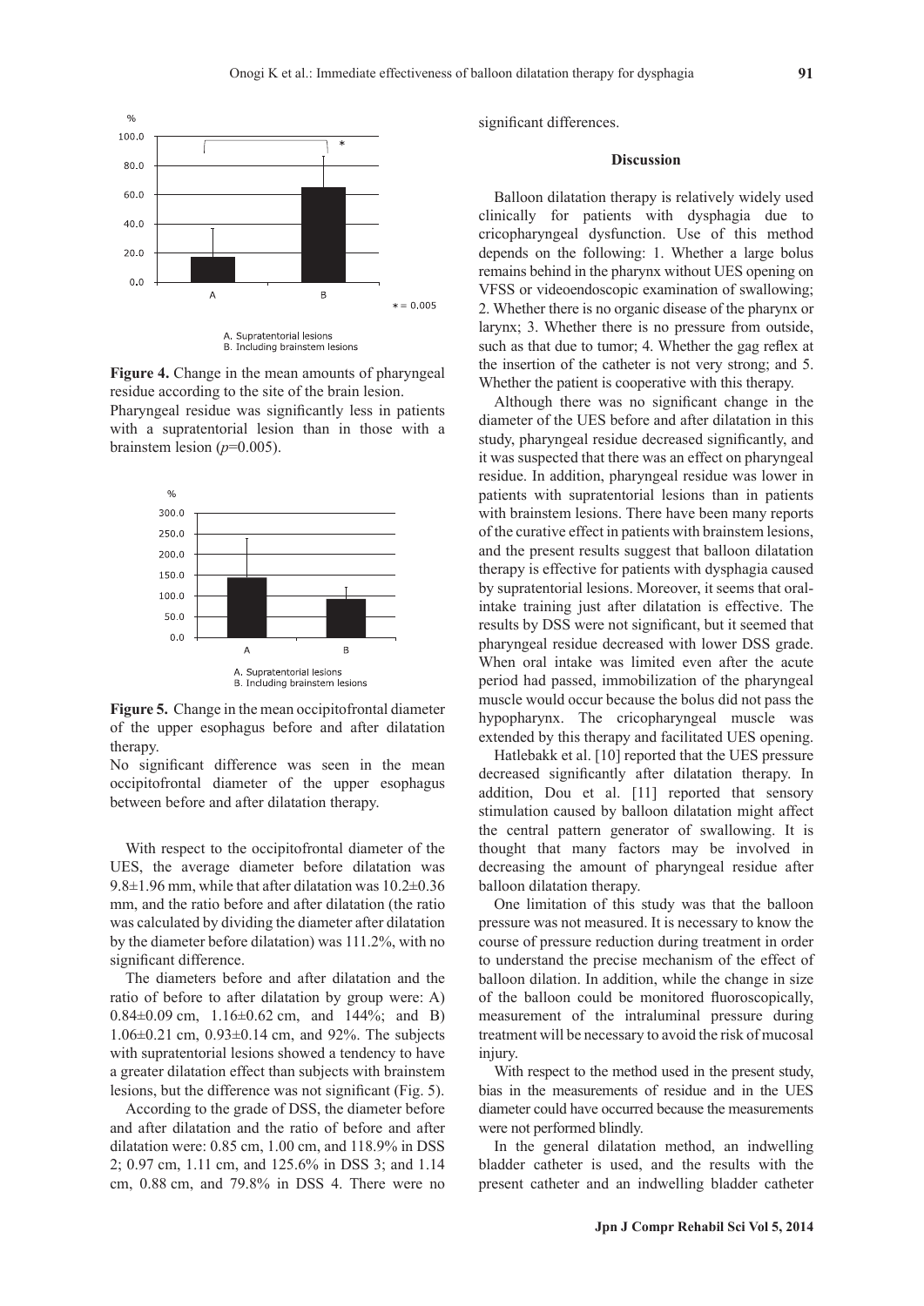**Figure 4.** Change in the mean amounts of pharyngeal residue according to the site of the brain lesion.
Pharyngeal residue was significantly less in patients with a supratentorial lesion than in those with a brainstem lesion ($p$=0.005).

**Figure 5.** Change in the mean occipitofrontal diameter of the upper esophagus before and after dilatation therapy.
No significant difference was seen in the mean occipitofrontal diameter of the upper esophagus between before and after dilatation therapy.

With respect to the occipitofrontal diameter of the UES, the average diameter before dilatation was 9.8±1.96 mm, while that after dilatation was 10.2±0.36 mm, and the ratio before and after dilatation (the ratio was calculated by dividing the diameter after dilatation by the diameter before dilatation) was 111.2%, with no significant difference.

The diameters before and after dilatation and the ratio of before to after dilatation by group were: A) 0.84±0.09 cm, 1.16±0.62 cm, and 144%; and B) 1.06±0.21 cm, 0.93±0.14 cm, and 92%. The subjects with supratentorial lesions showed a tendency to have a greater dilatation effect than subjects with brainstem lesions, but the difference was not significant (Fig. 5).

According to the grade of DSS, the diameter before and after dilatation and the ratio of before and after dilatation were: 0.85 cm, 1.00 cm, and 118.9% in DSS 2; 0.97 cm, 1.11 cm, and 125.6% in DSS 3; and 1.14 cm, 0.88 cm, and 79.8% in DSS 4. There were no significant differences.

## Discussion

Balloon dilatation therapy is relatively widely used clinically for patients with dysphagia due to cricopharyngeal dysfunction. Use of this method depends on the following: 1. Whether a large bolus remains behind in the pharynx without UES opening on VFSS or videoendoscopic examination of swallowing; 2. Whether there is no organic disease of the pharynx or larynx; 3. Whether there is no pressure from outside, such as that due to tumor; 4. Whether the gag reflex at the insertion of the catheter is not very strong; and 5. Whether the patient is cooperative with this therapy.

Although there was no significant change in the diameter of the UES before and after dilatation in this study, pharyngeal residue decreased significantly, and it was suspected that there was an effect on pharyngeal residue. In addition, pharyngeal residue was lower in patients with supratentorial lesions than in patients with brainstem lesions. There have been many reports of the curative effect in patients with brainstem lesions, and the present results suggest that balloon dilatation therapy is effective for patients with dysphagia caused by supratentorial lesions. Moreover, it seems that oral-intake training just after dilatation is effective. The results by DSS were not significant, but it seemed that pharyngeal residue decreased with lower DSS grade. When oral intake was limited even after the acute period had passed, immobilization of the pharyngeal muscle would occur because the bolus did not pass the hypopharynx. The cricopharyngeal muscle was extended by this therapy and facilitated UES opening.

Hatlebakk et al. [10] reported that the UES pressure decreased significantly after dilatation therapy. In addition, Dou et al. [11] reported that sensory stimulation caused by balloon dilatation might affect the central pattern generator of swallowing. It is thought that many factors may be involved in decreasing the amount of pharyngeal residue after balloon dilatation therapy.

One limitation of this study was that the balloon pressure was not measured. It is necessary to know the course of pressure reduction during treatment in order to understand the precise mechanism of the effect of balloon dilation. In addition, while the change in size of the balloon could be monitored fluoroscopically, measurement of the intraluminal pressure during treatment will be necessary to avoid the risk of mucosal injury.

With respect to the method used in the present study, bias in the measurements of residue and in the UES diameter could have occurred because the measurements were not performed blindly.

In the general dilatation method, an indwelling bladder catheter is used, and the results with the present catheter and an indwelling bladder catheter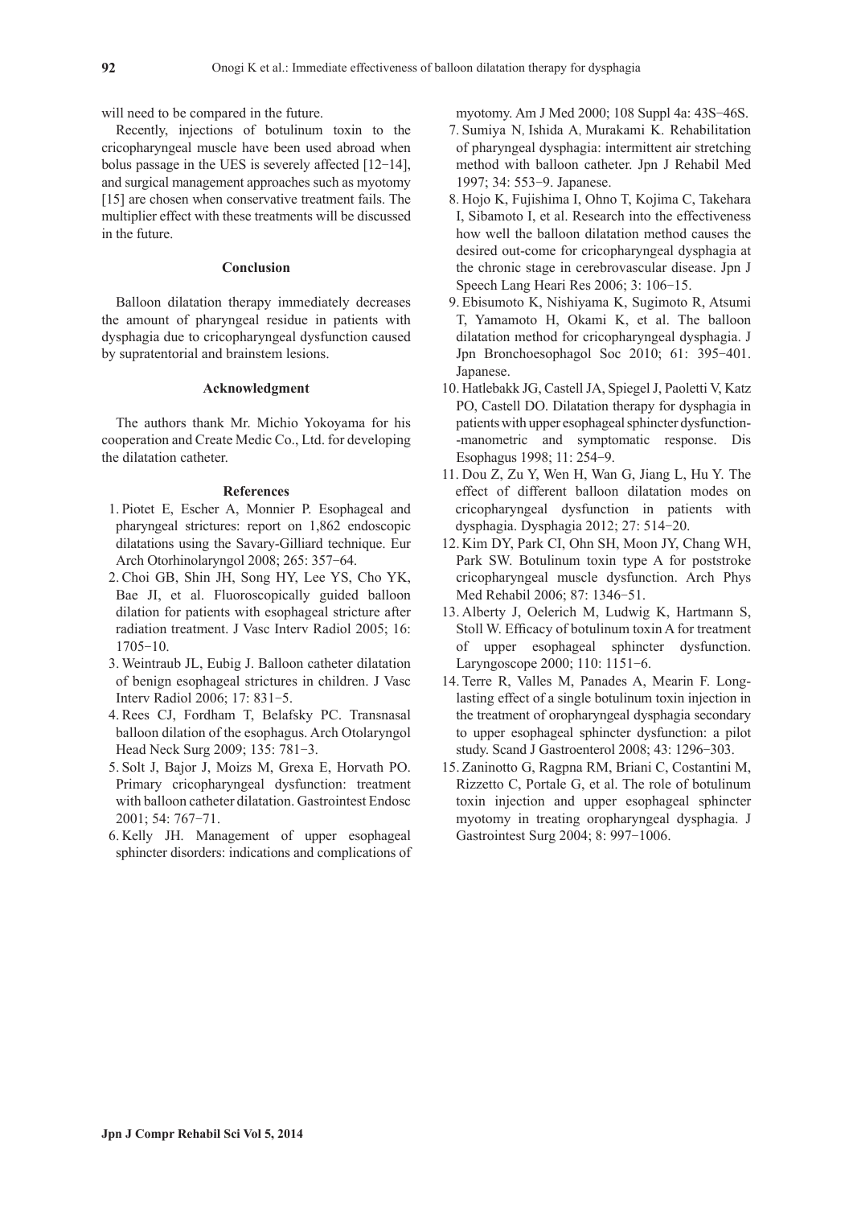will need to be compared in the future.

Recently, injections of botulinum toxin to the cricopharyngeal muscle have been used abroad when bolus passage in the UES is severely affected [12−14], and surgical management approaches such as myotomy [15] are chosen when conservative treatment fails. The multiplier effect with these treatments will be discussed in the future.

## Conclusion

Balloon dilatation therapy immediately decreases the amount of pharyngeal residue in patients with dysphagia due to cricopharyngeal dysfunction caused by supratentorial and brainstem lesions.

## Acknowledgment

The authors thank Mr. Michio Yokoyama for his cooperation and Create Medic Co., Ltd. for developing the dilatation catheter.

## References

1. Piotet E, Escher A, Monnier P. Esophageal and pharyngeal strictures: report on 1,862 endoscopic dilatations using the Savary-Gilliard technique. Eur Arch Otorhinolaryngol 2008; 265: 357−64.
2. Choi GB, Shin JH, Song HY, Lee YS, Cho YK, Bae JI, et al. Fluoroscopically guided balloon dilation for patients with esophageal stricture after radiation treatment. J Vasc Interv Radiol 2005; 16: 1705−10.
3. Weintraub JL, Eubig J. Balloon catheter dilatation of benign esophageal strictures in children. J Vasc Interv Radiol 2006; 17: 831−5.
4. Rees CJ, Fordham T, Belafsky PC. Transnasal balloon dilation of the esophagus. Arch Otolaryngol Head Neck Surg 2009; 135: 781−3.
5. Solt J, Bajor J, Moizs M, Grexa E, Horvath PO. Primary cricopharyngeal dysfunction: treatment with balloon catheter dilatation. Gastrointest Endosc 2001; 54: 767−71.
6. Kelly JH. Management of upper esophageal sphincter disorders: indications and complications of myotomy. Am J Med 2000; 108 Suppl 4a: 43S−46S.
7. Sumiya N, Ishida A, Murakami K. Rehabilitation of pharyngeal dysphagia: intermittent air stretching method with balloon catheter. Jpn J Rehabil Med 1997; 34: 553−9. Japanese.
8. Hojo K, Fujishima I, Ohno T, Kojima C, Takehara I, Sibamoto I, et al. Research into the effectiveness how well the balloon dilatation method causes the desired out-come for cricopharyngeal dysphagia at the chronic stage in cerebrovascular disease. Jpn J Speech Lang Heari Res 2006; 3: 106−15.
9. Ebisumoto K, Nishiyama K, Sugimoto R, Atsumi T, Yamamoto H, Okami K, et al. The balloon dilatation method for cricopharyngeal dysphagia. J Jpn Bronchoesophagol Soc 2010; 61: 395−401. Japanese.
10. Hatlebakk JG, Castell JA, Spiegel J, Paoletti V, Katz PO, Castell DO. Dilatation therapy for dysphagia in patients with upper esophageal sphincter dysfunction--manometric and symptomatic response. Dis Esophagus 1998; 11: 254−9.
11. Dou Z, Zu Y, Wen H, Wan G, Jiang L, Hu Y. The effect of different balloon dilatation modes on cricopharyngeal dysfunction in patients with dysphagia. Dysphagia 2012; 27: 514−20.
12. Kim DY, Park CI, Ohn SH, Moon JY, Chang WH, Park SW. Botulinum toxin type A for poststroke cricopharyngeal muscle dysfunction. Arch Phys Med Rehabil 2006; 87: 1346−51.
13. Alberty J, Oelerich M, Ludwig K, Hartmann S, Stoll W. Efficacy of botulinum toxin A for treatment of upper esophageal sphincter dysfunction. Laryngoscope 2000; 110: 1151−6.
14. Terre R, Valles M, Panades A, Mearin F. Long-lasting effect of a single botulinum toxin injection in the treatment of oropharyngeal dysphagia secondary to upper esophageal sphincter dysfunction: a pilot study. Scand J Gastroenterol 2008; 43: 1296−303.
15. Zaninotto G, Ragpna RM, Briani C, Costantini M, Rizzetto C, Portale G, et al. The role of botulinum toxin injection and upper esophageal sphincter myotomy in treating oropharyngeal dysphagia. J Gastrointest Surg 2004; 8: 997−1006.